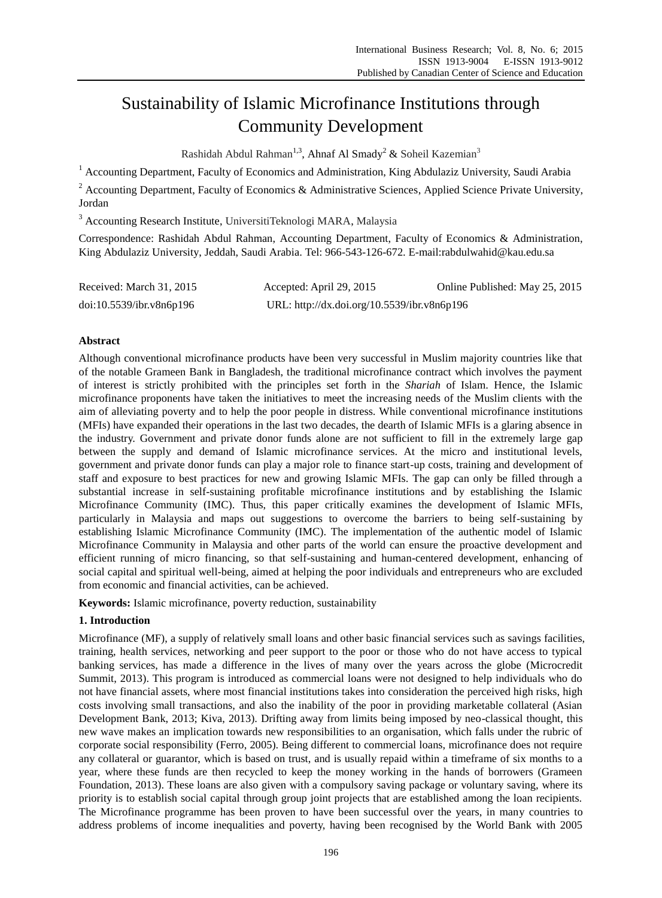# Sustainability of Islamic Microfinance Institutions through Community Development

Rashidah Abdul Rahman[1,3], Ahnaf Al Smady[2] & Soheil Kazemian[3]

[1] Accounting Department, Faculty of Economics and Administration, King Abdulaziz University, Saudi Arabia

[2] Accounting Department, Faculty of Economics & Administrative Sciences, Applied Science Private University, Jordan

[3] Accounting Research Institute, UniversitiTeknologi MARA, Malaysia

Correspondence: Rashidah Abdul Rahman, Accounting Department, Faculty of Economics & Administration, King Abdulaziz University, Jeddah, Saudi Arabia. Tel: 966-543-126-672. E-mail:rabdulwahid@kau.edu.sa

Received: March 31, 2015 Accepted: April 29, 2015 Online Published: May 25, 2015

doi:10.5539/ibr.v8n6p196 URL: http://dx.doi.org/10.5539/ibr.v8n6p196

## Abstract

Although conventional microfinance products have been very successful in Muslim majority countries like that of the notable Grameen Bank in Bangladesh, the traditional microfinance contract which involves the payment of interest is strictly prohibited with the principles set forth in the *Shariah* of Islam. Hence, the Islamic microfinance proponents have taken the initiatives to meet the increasing needs of the Muslim clients with the aim of alleviating poverty and to help the poor people in distress. While conventional microfinance institutions (MFIs) have expanded their operations in the last two decades, the dearth of Islamic MFIs is a glaring absence in the industry. Government and private donor funds alone are not sufficient to fill in the extremely large gap between the supply and demand of Islamic microfinance services. At the micro and institutional levels, government and private donor funds can play a major role to finance start-up costs, training and development of staff and exposure to best practices for new and growing Islamic MFIs. The gap can only be filled through a substantial increase in self-sustaining profitable microfinance institutions and by establishing the Islamic Microfinance Community (IMC). Thus, this paper critically examines the development of Islamic MFIs, particularly in Malaysia and maps out suggestions to overcome the barriers to being self-sustaining by establishing Islamic Microfinance Community (IMC). The implementation of the authentic model of Islamic Microfinance Community in Malaysia and other parts of the world can ensure the proactive development and efficient running of micro financing, so that self-sustaining and human-centered development, enhancing of social capital and spiritual well-being, aimed at helping the poor individuals and entrepreneurs who are excluded from economic and financial activities, can be achieved.

**Keywords:** Islamic microfinance, poverty reduction, sustainability

## 1. Introduction

Microfinance (MF), a supply of relatively small loans and other basic financial services such as savings facilities, training, health services, networking and peer support to the poor or those who do not have access to typical banking services, has made a difference in the lives of many over the years across the globe (Microcredit Summit, 2013). This program is introduced as commercial loans were not designed to help individuals who do not have financial assets, where most financial institutions takes into consideration the perceived high risks, high costs involving small transactions, and also the inability of the poor in providing marketable collateral (Asian Development Bank, 2013; Kiva, 2013). Drifting away from limits being imposed by neo-classical thought, this new wave makes an implication towards new responsibilities to an organisation, which falls under the rubric of corporate social responsibility (Ferro, 2005). Being different to commercial loans, microfinance does not require any collateral or guarantor, which is based on trust, and is usually repaid within a timeframe of six months to a year, where these funds are then recycled to keep the money working in the hands of borrowers (Grameen Foundation, 2013). These loans are also given with a compulsory saving package or voluntary saving, where its priority is to establish social capital through group joint projects that are established among the loan recipients. The Microfinance programme has been proven to have been successful over the years, in many countries to address problems of income inequalities and poverty, having been recognised by the World Bank with 2005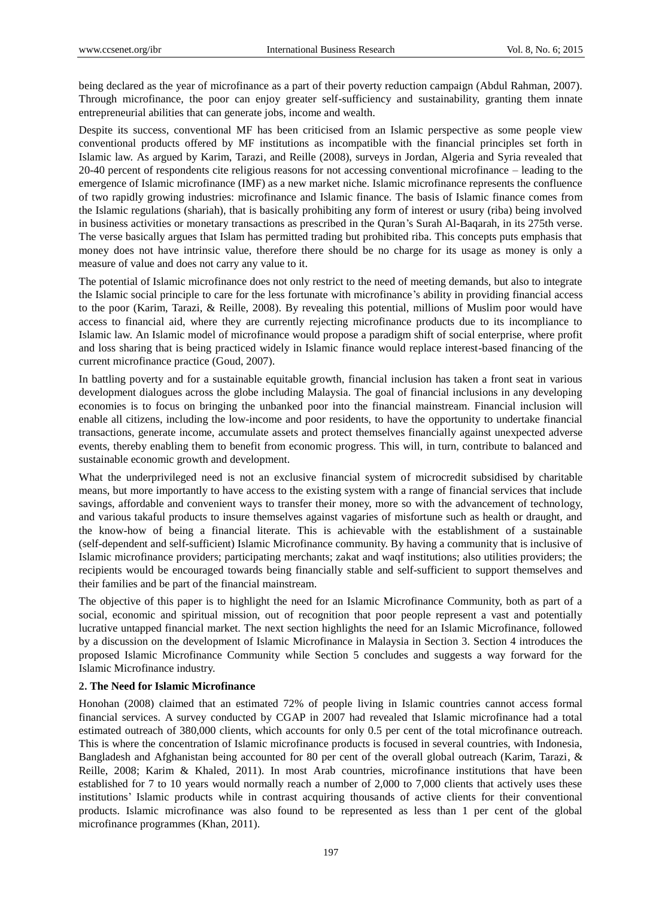being declared as the year of microfinance as a part of their poverty reduction campaign (Abdul Rahman, 2007). Through microfinance, the poor can enjoy greater self-sufficiency and sustainability, granting them innate entrepreneurial abilities that can generate jobs, income and wealth.

Despite its success, conventional MF has been criticised from an Islamic perspective as some people view conventional products offered by MF institutions as incompatible with the financial principles set forth in Islamic law. As argued by Karim, Tarazi, and Reille (2008), surveys in Jordan, Algeria and Syria revealed that 20-40 percent of respondents cite religious reasons for not accessing conventional microfinance – leading to the emergence of Islamic microfinance (IMF) as a new market niche. Islamic microfinance represents the confluence of two rapidly growing industries: microfinance and Islamic finance. The basis of Islamic finance comes from the Islamic regulations (shariah), that is basically prohibiting any form of interest or usury (riba) being involved in business activities or monetary transactions as prescribed in the Quran's Surah Al-Baqarah, in its 275th verse. The verse basically argues that Islam has permitted trading but prohibited riba. This concepts puts emphasis that money does not have intrinsic value, therefore there should be no charge for its usage as money is only a measure of value and does not carry any value to it.

The potential of Islamic microfinance does not only restrict to the need of meeting demands, but also to integrate the Islamic social principle to care for the less fortunate with microfinance's ability in providing financial access to the poor (Karim, Tarazi, & Reille, 2008). By revealing this potential, millions of Muslim poor would have access to financial aid, where they are currently rejecting microfinance products due to its incompliance to Islamic law. An Islamic model of microfinance would propose a paradigm shift of social enterprise, where profit and loss sharing that is being practiced widely in Islamic finance would replace interest-based financing of the current microfinance practice (Goud, 2007).

In battling poverty and for a sustainable equitable growth, financial inclusion has taken a front seat in various development dialogues across the globe including Malaysia. The goal of financial inclusions in any developing economies is to focus on bringing the unbanked poor into the financial mainstream. Financial inclusion will enable all citizens, including the low-income and poor residents, to have the opportunity to undertake financial transactions, generate income, accumulate assets and protect themselves financially against unexpected adverse events, thereby enabling them to benefit from economic progress. This will, in turn, contribute to balanced and sustainable economic growth and development.

What the underprivileged need is not an exclusive financial system of microcredit subsidised by charitable means, but more importantly to have access to the existing system with a range of financial services that include savings, affordable and convenient ways to transfer their money, more so with the advancement of technology, and various takaful products to insure themselves against vagaries of misfortune such as health or draught, and the know-how of being a financial literate. This is achievable with the establishment of a sustainable (self-dependent and self-sufficient) Islamic Microfinance community. By having a community that is inclusive of Islamic microfinance providers; participating merchants; zakat and waqf institutions; also utilities providers; the recipients would be encouraged towards being financially stable and self-sufficient to support themselves and their families and be part of the financial mainstream.

The objective of this paper is to highlight the need for an Islamic Microfinance Community, both as part of a social, economic and spiritual mission, out of recognition that poor people represent a vast and potentially lucrative untapped financial market. The next section highlights the need for an Islamic Microfinance, followed by a discussion on the development of Islamic Microfinance in Malaysia in Section 3. Section 4 introduces the proposed Islamic Microfinance Community while Section 5 concludes and suggests a way forward for the Islamic Microfinance industry.

## 2. The Need for Islamic Microfinance

Honohan (2008) claimed that an estimated 72% of people living in Islamic countries cannot access formal financial services. A survey conducted by CGAP in 2007 had revealed that Islamic microfinance had a total estimated outreach of 380,000 clients, which accounts for only 0.5 per cent of the total microfinance outreach. This is where the concentration of Islamic microfinance products is focused in several countries, with Indonesia, Bangladesh and Afghanistan being accounted for 80 per cent of the overall global outreach (Karim, Tarazi, & Reille, 2008; Karim & Khaled, 2011). In most Arab countries, microfinance institutions that have been established for 7 to 10 years would normally reach a number of 2,000 to 7,000 clients that actively uses these institutions' Islamic products while in contrast acquiring thousands of active clients for their conventional products. Islamic microfinance was also found to be represented as less than 1 per cent of the global microfinance programmes (Khan, 2011).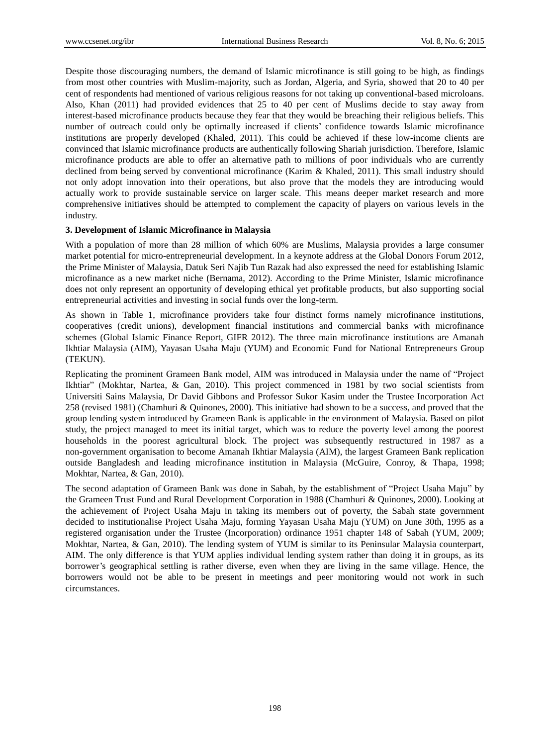Despite those discouraging numbers, the demand of Islamic microfinance is still going to be high, as findings from most other countries with Muslim-majority, such as Jordan, Algeria, and Syria, showed that 20 to 40 per cent of respondents had mentioned of various religious reasons for not taking up conventional-based microloans. Also, Khan (2011) had provided evidences that 25 to 40 per cent of Muslims decide to stay away from interest-based microfinance products because they fear that they would be breaching their religious beliefs. This number of outreach could only be optimally increased if clients' confidence towards Islamic microfinance institutions are properly developed (Khaled, 2011). This could be achieved if these low-income clients are convinced that Islamic microfinance products are authentically following Shariah jurisdiction. Therefore, Islamic microfinance products are able to offer an alternative path to millions of poor individuals who are currently declined from being served by conventional microfinance (Karim & Khaled, 2011). This small industry should not only adopt innovation into their operations, but also prove that the models they are introducing would actually work to provide sustainable service on larger scale. This means deeper market research and more comprehensive initiatives should be attempted to complement the capacity of players on various levels in the industry.

### 3. Development of Islamic Microfinance in Malaysia

With a population of more than 28 million of which 60% are Muslims, Malaysia provides a large consumer market potential for micro-entrepreneurial development. In a keynote address at the Global Donors Forum 2012, the Prime Minister of Malaysia, Datuk Seri Najib Tun Razak had also expressed the need for establishing Islamic microfinance as a new market niche (Bernama, 2012). According to the Prime Minister, Islamic microfinance does not only represent an opportunity of developing ethical yet profitable products, but also supporting social entrepreneurial activities and investing in social funds over the long-term.

As shown in Table 1, microfinance providers take four distinct forms namely microfinance institutions, cooperatives (credit unions), development financial institutions and commercial banks with microfinance schemes (Global Islamic Finance Report, GIFR 2012). The three main microfinance institutions are Amanah Ikhtiar Malaysia (AIM), Yayasan Usaha Maju (YUM) and Economic Fund for National Entrepreneurs Group (TEKUN).

Replicating the prominent Grameen Bank model, AIM was introduced in Malaysia under the name of "Project Ikhtiar" (Mokhtar, Nartea, & Gan, 2010). This project commenced in 1981 by two social scientists from Universiti Sains Malaysia, Dr David Gibbons and Professor Sukor Kasim under the Trustee Incorporation Act 258 (revised 1981) (Chamhuri & Quinones, 2000). This initiative had shown to be a success, and proved that the group lending system introduced by Grameen Bank is applicable in the environment of Malaysia. Based on pilot study, the project managed to meet its initial target, which was to reduce the poverty level among the poorest households in the poorest agricultural block. The project was subsequently restructured in 1987 as a non-government organisation to become Amanah Ikhtiar Malaysia (AIM), the largest Grameen Bank replication outside Bangladesh and leading microfinance institution in Malaysia (McGuire, Conroy, & Thapa, 1998; Mokhtar, Nartea, & Gan, 2010).

The second adaptation of Grameen Bank was done in Sabah, by the establishment of "Project Usaha Maju" by the Grameen Trust Fund and Rural Development Corporation in 1988 (Chamhuri & Quinones, 2000). Looking at the achievement of Project Usaha Maju in taking its members out of poverty, the Sabah state government decided to institutionalise Project Usaha Maju, forming Yayasan Usaha Maju (YUM) on June 30th, 1995 as a registered organisation under the Trustee (Incorporation) ordinance 1951 chapter 148 of Sabah (YUM, 2009; Mokhtar, Nartea, & Gan, 2010). The lending system of YUM is similar to its Peninsular Malaysia counterpart, AIM. The only difference is that YUM applies individual lending system rather than doing it in groups, as its borrower's geographical settling is rather diverse, even when they are living in the same village. Hence, the borrowers would not be able to be present in meetings and peer monitoring would not work in such circumstances.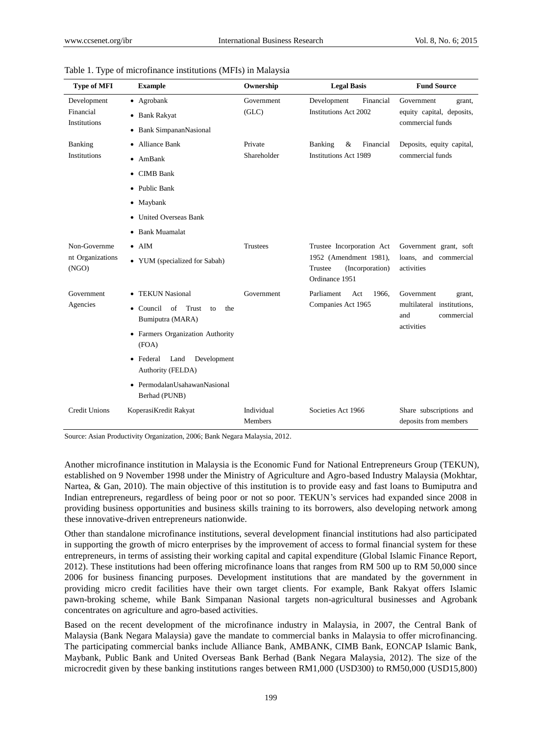Table 1. Type of microfinance institutions (MFIs) in Malaysia

| Type of MFI | Example | Ownership | Legal Basis | Fund Source |
|---|---|---|---|---|
| Development Financial Institutions | • Agrobank<br>• Bank Rakyat<br>• Bank SimpananNasional | Government (GLC) | Development Financial Institutions Act 2002 | Government grant, equity capital, deposits, commercial funds |
| Banking Institutions | • Alliance Bank<br>• AmBank<br>• CIMB Bank<br>• Public Bank<br>• Maybank<br>• United Overseas Bank<br>• Bank Muamalat | Private Shareholder | Banking & Financial Institutions Act 1989 | Deposits, equity capital, commercial funds |
| Non-Governme nt Organizations (NGO) | • AIM<br>• YUM (specialized for Sabah) | Trustees | Trustee Incorporation Act 1952 (Amendment 1981), Trustee (Incorporation) Ordinance 1951 | Government grant, soft loans, and commercial activities |
| Government Agencies | • TEKUN Nasional<br>• Council of Trust to the Bumiputra (MARA)<br>• Farmers Organization Authority (FOA)<br>• Federal Land Development Authority (FELDA)<br>• PermodalanUsahawanNasional Berhad (PUNB) | Government | Parliament Act 1966, Companies Act 1965 | Government grant, multilateral institutions, and commercial activities |
| Credit Unions | KoperasiKredit Rakyat | Individual Members | Societies Act 1966 | Share subscriptions and deposits from members |

Source: Asian Productivity Organization, 2006; Bank Negara Malaysia, 2012.

Another microfinance institution in Malaysia is the Economic Fund for National Entrepreneurs Group (TEKUN), established on 9 November 1998 under the Ministry of Agriculture and Agro-based Industry Malaysia (Mokhtar, Nartea, & Gan, 2010). The main objective of this institution is to provide easy and fast loans to Bumiputra and Indian entrepreneurs, regardless of being poor or not so poor. TEKUN's services had expanded since 2008 in providing business opportunities and business skills training to its borrowers, also developing network among these innovative-driven entrepreneurs nationwide.

Other than standalone microfinance institutions, several development financial institutions had also participated in supporting the growth of micro enterprises by the improvement of access to formal financial system for these entrepreneurs, in terms of assisting their working capital and capital expenditure (Global Islamic Finance Report, 2012). These institutions had been offering microfinance loans that ranges from RM 500 up to RM 50,000 since 2006 for business financing purposes. Development institutions that are mandated by the government in providing micro credit facilities have their own target clients. For example, Bank Rakyat offers Islamic pawn-broking scheme, while Bank Simpanan Nasional targets non-agricultural businesses and Agrobank concentrates on agriculture and agro-based activities.

Based on the recent development of the microfinance industry in Malaysia, in 2007, the Central Bank of Malaysia (Bank Negara Malaysia) gave the mandate to commercial banks in Malaysia to offer microfinancing. The participating commercial banks include Alliance Bank, AMBANK, CIMB Bank, EONCAP Islamic Bank, Maybank, Public Bank and United Overseas Bank Berhad (Bank Negara Malaysia, 2012). The size of the microcredit given by these banking institutions ranges between RM1,000 (USD300) to RM50,000 (USD15,800)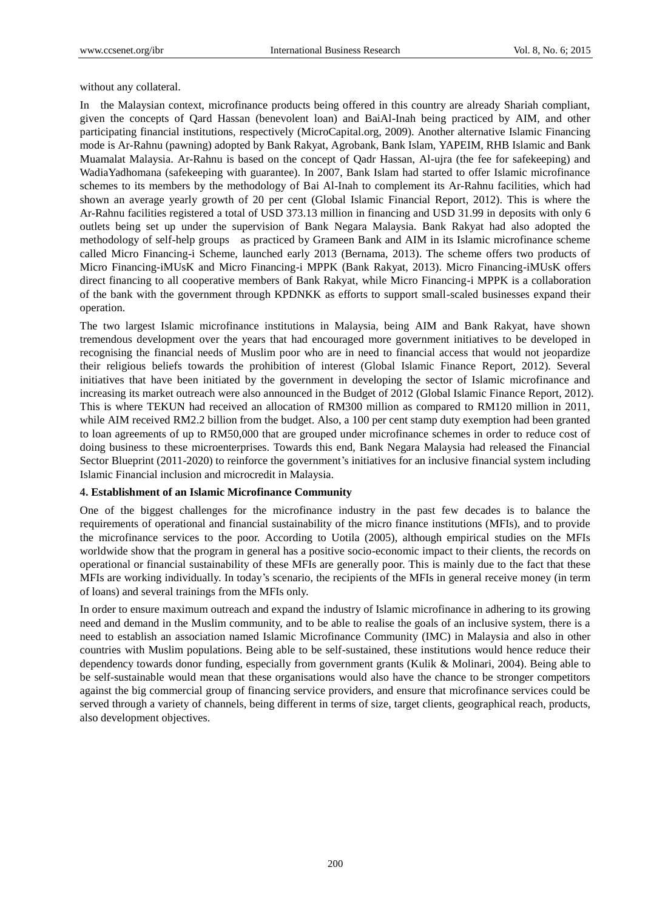without any collateral.

In the Malaysian context, microfinance products being offered in this country are already Shariah compliant, given the concepts of Qard Hassan (benevolent loan) and BaiAl-Inah being practiced by AIM, and other participating financial institutions, respectively (MicroCapital.org, 2009). Another alternative Islamic Financing mode is Ar-Rahnu (pawning) adopted by Bank Rakyat, Agrobank, Bank Islam, YAPEIM, RHB Islamic and Bank Muamalat Malaysia. Ar-Rahnu is based on the concept of Qadr Hassan, Al-ujra (the fee for safekeeping) and WadiaYadhomana (safekeeping with guarantee). In 2007, Bank Islam had started to offer Islamic microfinance schemes to its members by the methodology of Bai Al-Inah to complement its Ar-Rahnu facilities, which had shown an average yearly growth of 20 per cent (Global Islamic Financial Report, 2012). This is where the Ar-Rahnu facilities registered a total of USD 373.13 million in financing and USD 31.99 in deposits with only 6 outlets being set up under the supervision of Bank Negara Malaysia. Bank Rakyat had also adopted the methodology of self-help groups as practiced by Grameen Bank and AIM in its Islamic microfinance scheme called Micro Financing-i Scheme, launched early 2013 (Bernama, 2013). The scheme offers two products of Micro Financing-iMUsK and Micro Financing-i MPPK (Bank Rakyat, 2013). Micro Financing-iMUsK offers direct financing to all cooperative members of Bank Rakyat, while Micro Financing-i MPPK is a collaboration of the bank with the government through KPDNKK as efforts to support small-scaled businesses expand their operation.

The two largest Islamic microfinance institutions in Malaysia, being AIM and Bank Rakyat, have shown tremendous development over the years that had encouraged more government initiatives to be developed in recognising the financial needs of Muslim poor who are in need to financial access that would not jeopardize their religious beliefs towards the prohibition of interest (Global Islamic Finance Report, 2012). Several initiatives that have been initiated by the government in developing the sector of Islamic microfinance and increasing its market outreach were also announced in the Budget of 2012 (Global Islamic Finance Report, 2012). This is where TEKUN had received an allocation of RM300 million as compared to RM120 million in 2011, while AIM received RM2.2 billion from the budget. Also, a 100 per cent stamp duty exemption had been granted to loan agreements of up to RM50,000 that are grouped under microfinance schemes in order to reduce cost of doing business to these microenterprises. Towards this end, Bank Negara Malaysia had released the Financial Sector Blueprint (2011-2020) to reinforce the government's initiatives for an inclusive financial system including Islamic Financial inclusion and microcredit in Malaysia.

### 4. Establishment of an Islamic Microfinance Community

One of the biggest challenges for the microfinance industry in the past few decades is to balance the requirements of operational and financial sustainability of the micro finance institutions (MFIs), and to provide the microfinance services to the poor. According to Uotila (2005), although empirical studies on the MFIs worldwide show that the program in general has a positive socio-economic impact to their clients, the records on operational or financial sustainability of these MFIs are generally poor. This is mainly due to the fact that these MFIs are working individually. In today's scenario, the recipients of the MFIs in general receive money (in term of loans) and several trainings from the MFIs only.

In order to ensure maximum outreach and expand the industry of Islamic microfinance in adhering to its growing need and demand in the Muslim community, and to be able to realise the goals of an inclusive system, there is a need to establish an association named Islamic Microfinance Community (IMC) in Malaysia and also in other countries with Muslim populations. Being able to be self-sustained, these institutions would hence reduce their dependency towards donor funding, especially from government grants (Kulik & Molinari, 2004). Being able to be self-sustainable would mean that these organisations would also have the chance to be stronger competitors against the big commercial group of financing service providers, and ensure that microfinance services could be served through a variety of channels, being different in terms of size, target clients, geographical reach, products, also development objectives.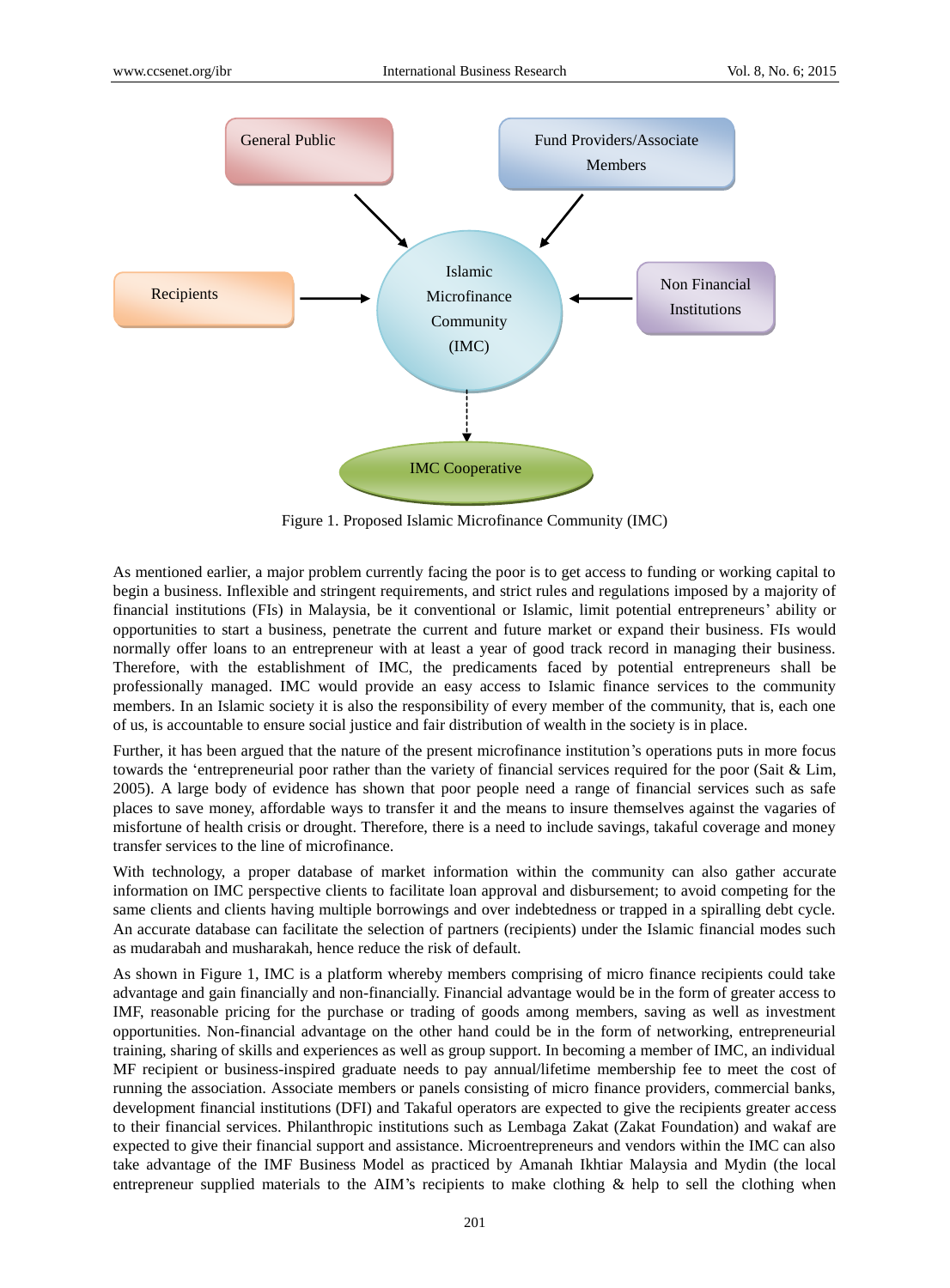Figure 1. Proposed Islamic Microfinance Community (IMC)

As mentioned earlier, a major problem currently facing the poor is to get access to funding or working capital to begin a business. Inflexible and stringent requirements, and strict rules and regulations imposed by a majority of financial institutions (FIs) in Malaysia, be it conventional or Islamic, limit potential entrepreneurs' ability or opportunities to start a business, penetrate the current and future market or expand their business. FIs would normally offer loans to an entrepreneur with at least a year of good track record in managing their business. Therefore, with the establishment of IMC, the predicaments faced by potential entrepreneurs shall be professionally managed. IMC would provide an easy access to Islamic finance services to the community members. In an Islamic society it is also the responsibility of every member of the community, that is, each one of us, is accountable to ensure social justice and fair distribution of wealth in the society is in place.

Further, it has been argued that the nature of the present microfinance institution's operations puts in more focus towards the 'entrepreneurial poor rather than the variety of financial services required for the poor (Sait & Lim, 2005). A large body of evidence has shown that poor people need a range of financial services such as safe places to save money, affordable ways to transfer it and the means to insure themselves against the vagaries of misfortune of health crisis or drought. Therefore, there is a need to include savings, takaful coverage and money transfer services to the line of microfinance.

With technology, a proper database of market information within the community can also gather accurate information on IMC perspective clients to facilitate loan approval and disbursement; to avoid competing for the same clients and clients having multiple borrowings and over indebtedness or trapped in a spiralling debt cycle. An accurate database can facilitate the selection of partners (recipients) under the Islamic financial modes such as mudarabah and musharakah, hence reduce the risk of default.

As shown in Figure 1, IMC is a platform whereby members comprising of micro finance recipients could take advantage and gain financially and non-financially. Financial advantage would be in the form of greater access to IMF, reasonable pricing for the purchase or trading of goods among members, saving as well as investment opportunities. Non-financial advantage on the other hand could be in the form of networking, entrepreneurial training, sharing of skills and experiences as well as group support. In becoming a member of IMC, an individual MF recipient or business-inspired graduate needs to pay annual/lifetime membership fee to meet the cost of running the association. Associate members or panels consisting of micro finance providers, commercial banks, development financial institutions (DFI) and Takaful operators are expected to give the recipients greater access to their financial services. Philanthropic institutions such as Lembaga Zakat (Zakat Foundation) and wakaf are expected to give their financial support and assistance. Microentrepreneurs and vendors within the IMC can also take advantage of the IMF Business Model as practiced by Amanah Ikhtiar Malaysia and Mydin (the local entrepreneur supplied materials to the AIM's recipients to make clothing & help to sell the clothing when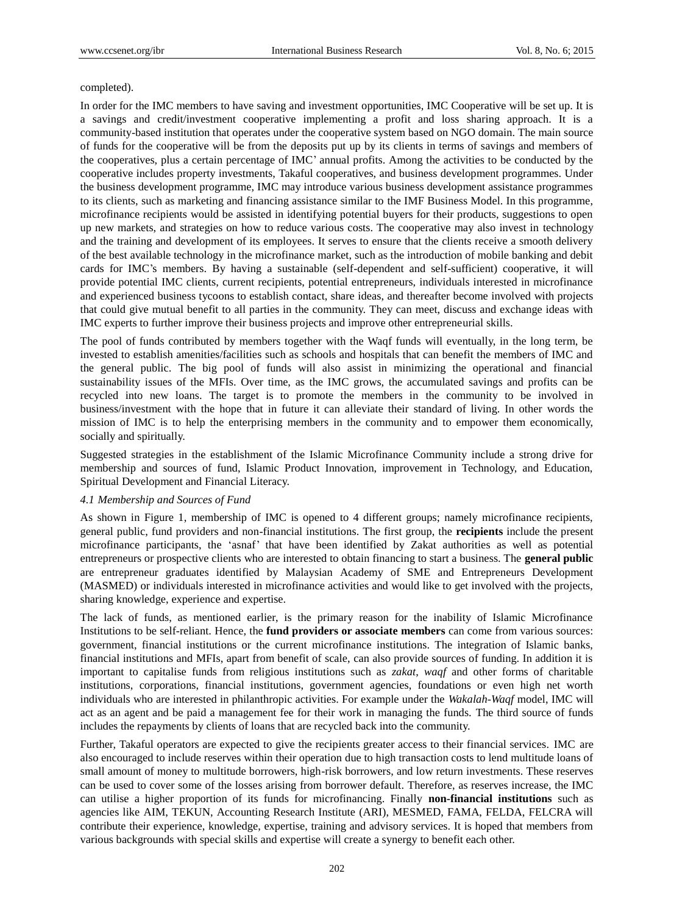completed).

In order for the IMC members to have saving and investment opportunities, IMC Cooperative will be set up. It is a savings and credit/investment cooperative implementing a profit and loss sharing approach. It is a community-based institution that operates under the cooperative system based on NGO domain. The main source of funds for the cooperative will be from the deposits put up by its clients in terms of savings and members of the cooperatives, plus a certain percentage of IMC' annual profits. Among the activities to be conducted by the cooperative includes property investments, Takaful cooperatives, and business development programmes. Under the business development programme, IMC may introduce various business development assistance programmes to its clients, such as marketing and financing assistance similar to the IMF Business Model. In this programme, microfinance recipients would be assisted in identifying potential buyers for their products, suggestions to open up new markets, and strategies on how to reduce various costs. The cooperative may also invest in technology and the training and development of its employees. It serves to ensure that the clients receive a smooth delivery of the best available technology in the microfinance market, such as the introduction of mobile banking and debit cards for IMC's members. By having a sustainable (self-dependent and self-sufficient) cooperative, it will provide potential IMC clients, current recipients, potential entrepreneurs, individuals interested in microfinance and experienced business tycoons to establish contact, share ideas, and thereafter become involved with projects that could give mutual benefit to all parties in the community. They can meet, discuss and exchange ideas with IMC experts to further improve their business projects and improve other entrepreneurial skills.

The pool of funds contributed by members together with the Waqf funds will eventually, in the long term, be invested to establish amenities/facilities such as schools and hospitals that can benefit the members of IMC and the general public. The big pool of funds will also assist in minimizing the operational and financial sustainability issues of the MFIs. Over time, as the IMC grows, the accumulated savings and profits can be recycled into new loans. The target is to promote the members in the community to be involved in business/investment with the hope that in future it can alleviate their standard of living. In other words the mission of IMC is to help the enterprising members in the community and to empower them economically, socially and spiritually.

Suggested strategies in the establishment of the Islamic Microfinance Community include a strong drive for membership and sources of fund, Islamic Product Innovation, improvement in Technology, and Education, Spiritual Development and Financial Literacy.

### *4.1 Membership and Sources of Fund*

As shown in Figure 1, membership of IMC is opened to 4 different groups; namely microfinance recipients, general public, fund providers and non-financial institutions. The first group, the **recipients** include the present microfinance participants, the 'asnaf' that have been identified by Zakat authorities as well as potential entrepreneurs or prospective clients who are interested to obtain financing to start a business. The **general public** are entrepreneur graduates identified by Malaysian Academy of SME and Entrepreneurs Development (MASMED) or individuals interested in microfinance activities and would like to get involved with the projects, sharing knowledge, experience and expertise.

The lack of funds, as mentioned earlier, is the primary reason for the inability of Islamic Microfinance Institutions to be self-reliant. Hence, the **fund providers or associate members** can come from various sources: government, financial institutions or the current microfinance institutions. The integration of Islamic banks, financial institutions and MFIs, apart from benefit of scale, can also provide sources of funding. In addition it is important to capitalise funds from religious institutions such as *zakat*, *waqf* and other forms of charitable institutions, corporations, financial institutions, government agencies, foundations or even high net worth individuals who are interested in philanthropic activities. For example under the *Wakalah-Waqf* model, IMC will act as an agent and be paid a management fee for their work in managing the funds. The third source of funds includes the repayments by clients of loans that are recycled back into the community.

Further, Takaful operators are expected to give the recipients greater access to their financial services. IMC are also encouraged to include reserves within their operation due to high transaction costs to lend multitude loans of small amount of money to multitude borrowers, high-risk borrowers, and low return investments. These reserves can be used to cover some of the losses arising from borrower default. Therefore, as reserves increase, the IMC can utilise a higher proportion of its funds for microfinancing. Finally **non-financial institutions** such as agencies like AIM, TEKUN, Accounting Research Institute (ARI), MESMED, FAMA, FELDA, FELCRA will contribute their experience, knowledge, expertise, training and advisory services. It is hoped that members from various backgrounds with special skills and expertise will create a synergy to benefit each other.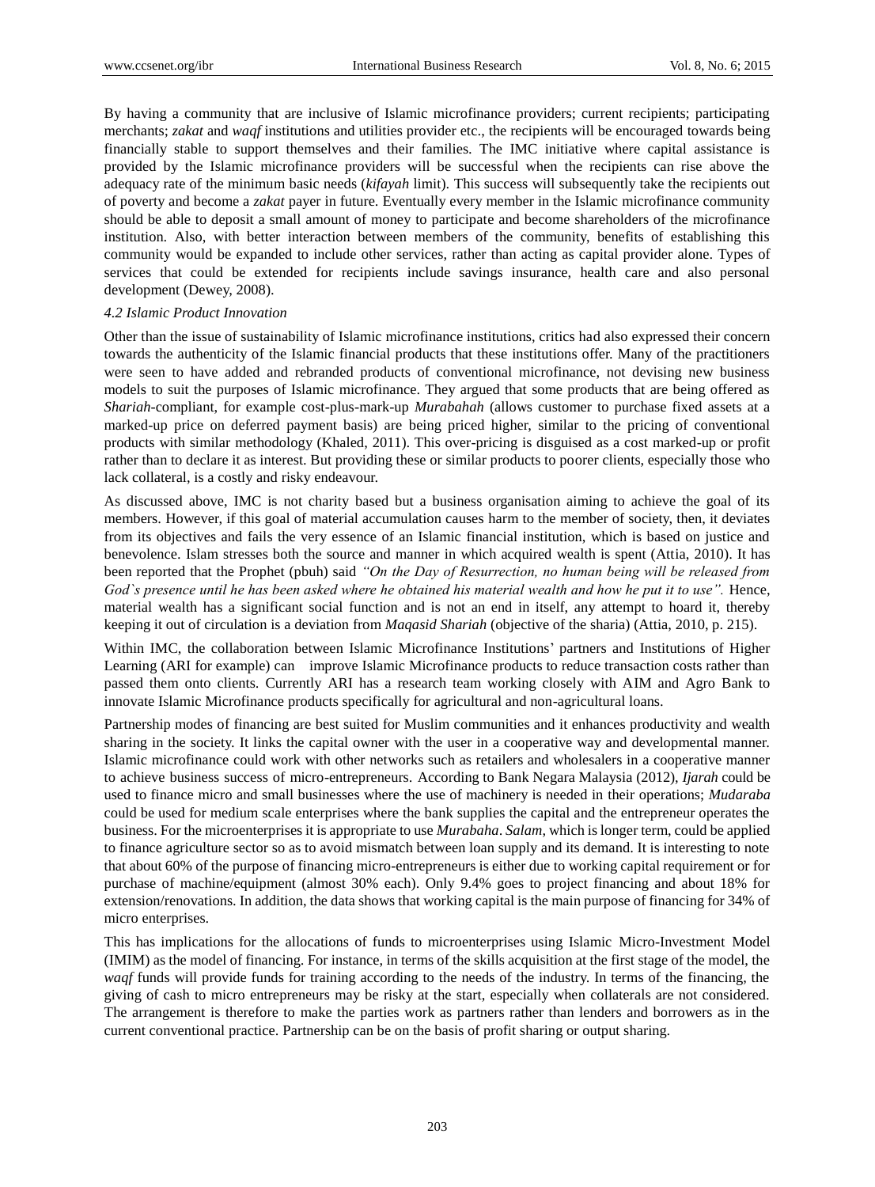By having a community that are inclusive of Islamic microfinance providers; current recipients; participating merchants; *zakat* and *waqf* institutions and utilities provider etc., the recipients will be encouraged towards being financially stable to support themselves and their families. The IMC initiative where capital assistance is provided by the Islamic microfinance providers will be successful when the recipients can rise above the adequacy rate of the minimum basic needs (*kifayah* limit). This success will subsequently take the recipients out of poverty and become a *zakat* payer in future. Eventually every member in the Islamic microfinance community should be able to deposit a small amount of money to participate and become shareholders of the microfinance institution. Also, with better interaction between members of the community, benefits of establishing this community would be expanded to include other services, rather than acting as capital provider alone. Types of services that could be extended for recipients include savings insurance, health care and also personal development (Dewey, 2008).

### *4.2 Islamic Product Innovation*

Other than the issue of sustainability of Islamic microfinance institutions, critics had also expressed their concern towards the authenticity of the Islamic financial products that these institutions offer. Many of the practitioners were seen to have added and rebranded products of conventional microfinance, not devising new business models to suit the purposes of Islamic microfinance. They argued that some products that are being offered as *Shariah*-compliant, for example cost-plus-mark-up *Murabahah* (allows customer to purchase fixed assets at a marked-up price on deferred payment basis) are being priced higher, similar to the pricing of conventional products with similar methodology (Khaled, 2011). This over-pricing is disguised as a cost marked-up or profit rather than to declare it as interest. But providing these or similar products to poorer clients, especially those who lack collateral, is a costly and risky endeavour.

As discussed above, IMC is not charity based but a business organisation aiming to achieve the goal of its members. However, if this goal of material accumulation causes harm to the member of society, then, it deviates from its objectives and fails the very essence of an Islamic financial institution, which is based on justice and benevolence. Islam stresses both the source and manner in which acquired wealth is spent (Attia, 2010). It has been reported that the Prophet (pbuh) said *"On the Day of Resurrection, no human being will be released from God`s presence until he has been asked where he obtained his material wealth and how he put it to use".* Hence, material wealth has a significant social function and is not an end in itself, any attempt to hoard it, thereby keeping it out of circulation is a deviation from *Maqasid Shariah* (objective of the sharia) (Attia, 2010, p. 215).

Within IMC, the collaboration between Islamic Microfinance Institutions' partners and Institutions of Higher Learning (ARI for example) can improve Islamic Microfinance products to reduce transaction costs rather than passed them onto clients. Currently ARI has a research team working closely with AIM and Agro Bank to innovate Islamic Microfinance products specifically for agricultural and non-agricultural loans.

Partnership modes of financing are best suited for Muslim communities and it enhances productivity and wealth sharing in the society. It links the capital owner with the user in a cooperative way and developmental manner. Islamic microfinance could work with other networks such as retailers and wholesalers in a cooperative manner to achieve business success of micro-entrepreneurs. According to Bank Negara Malaysia (2012), *Ijarah* could be used to finance micro and small businesses where the use of machinery is needed in their operations; *Mudaraba* could be used for medium scale enterprises where the bank supplies the capital and the entrepreneur operates the business. For the microenterprises it is appropriate to use *Murabaha*. *Salam*, which is longer term, could be applied to finance agriculture sector so as to avoid mismatch between loan supply and its demand. It is interesting to note that about 60% of the purpose of financing micro-entrepreneurs is either due to working capital requirement or for purchase of machine/equipment (almost 30% each). Only 9.4% goes to project financing and about 18% for extension/renovations. In addition, the data shows that working capital is the main purpose of financing for 34% of micro enterprises.

This has implications for the allocations of funds to microenterprises using Islamic Micro-Investment Model (IMIM) as the model of financing. For instance, in terms of the skills acquisition at the first stage of the model, the *waqf* funds will provide funds for training according to the needs of the industry. In terms of the financing, the giving of cash to micro entrepreneurs may be risky at the start, especially when collaterals are not considered. The arrangement is therefore to make the parties work as partners rather than lenders and borrowers as in the current conventional practice. Partnership can be on the basis of profit sharing or output sharing.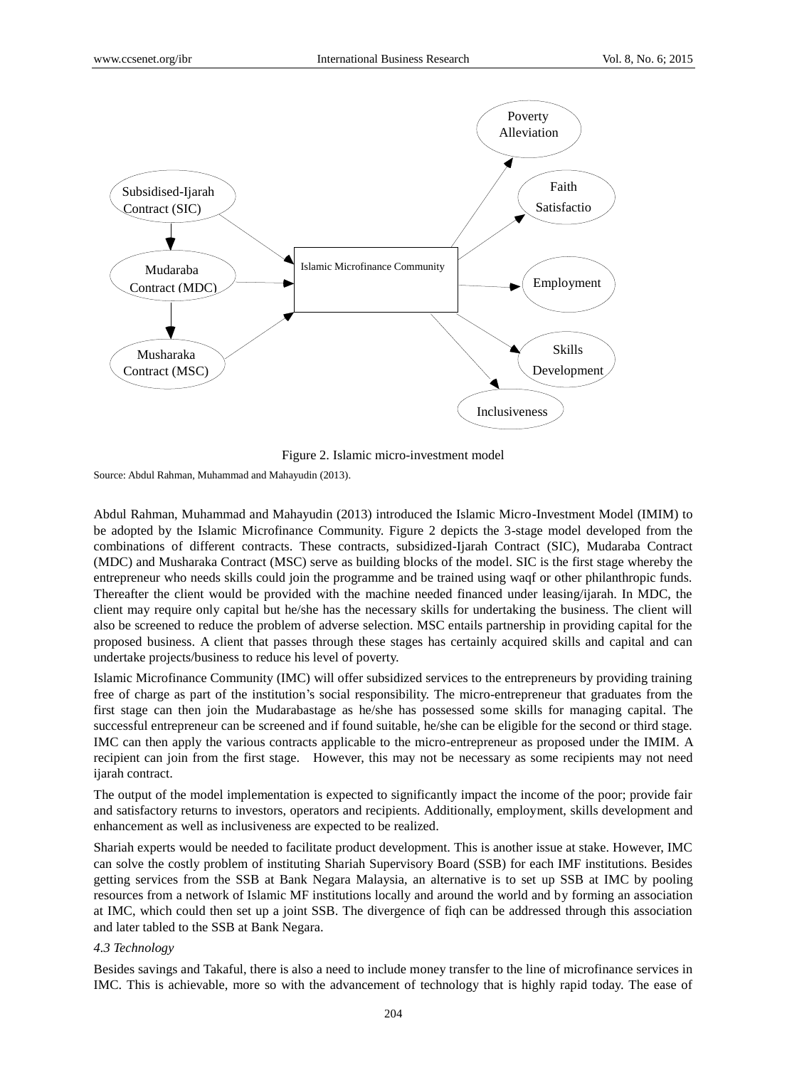Figure 2. Islamic micro-investment model

Source: Abdul Rahman, Muhammad and Mahayudin (2013).

Abdul Rahman, Muhammad and Mahayudin (2013) introduced the Islamic Micro-Investment Model (IMIM) to be adopted by the Islamic Microfinance Community. Figure 2 depicts the 3-stage model developed from the combinations of different contracts. These contracts, subsidized-Ijarah Contract (SIC), Mudaraba Contract (MDC) and Musharaka Contract (MSC) serve as building blocks of the model. SIC is the first stage whereby the entrepreneur who needs skills could join the programme and be trained using waqf or other philanthropic funds. Thereafter the client would be provided with the machine needed financed under leasing/ijarah. In MDC, the client may require only capital but he/she has the necessary skills for undertaking the business. The client will also be screened to reduce the problem of adverse selection. MSC entails partnership in providing capital for the proposed business. A client that passes through these stages has certainly acquired skills and capital and can undertake projects/business to reduce his level of poverty.

Islamic Microfinance Community (IMC) will offer subsidized services to the entrepreneurs by providing training free of charge as part of the institution's social responsibility. The micro-entrepreneur that graduates from the first stage can then join the Mudarabastage as he/she has possessed some skills for managing capital. The successful entrepreneur can be screened and if found suitable, he/she can be eligible for the second or third stage. IMC can then apply the various contracts applicable to the micro-entrepreneur as proposed under the IMIM. A recipient can join from the first stage. However, this may not be necessary as some recipients may not need ijarah contract.

The output of the model implementation is expected to significantly impact the income of the poor; provide fair and satisfactory returns to investors, operators and recipients. Additionally, employment, skills development and enhancement as well as inclusiveness are expected to be realized.

Shariah experts would be needed to facilitate product development. This is another issue at stake. However, IMC can solve the costly problem of instituting Shariah Supervisory Board (SSB) for each IMF institutions. Besides getting services from the SSB at Bank Negara Malaysia, an alternative is to set up SSB at IMC by pooling resources from a network of Islamic MF institutions locally and around the world and by forming an association at IMC, which could then set up a joint SSB. The divergence of fiqh can be addressed through this association and later tabled to the SSB at Bank Negara.

*4.3 Technology*

Besides savings and Takaful, there is also a need to include money transfer to the line of microfinance services in IMC. This is achievable, more so with the advancement of technology that is highly rapid today. The ease of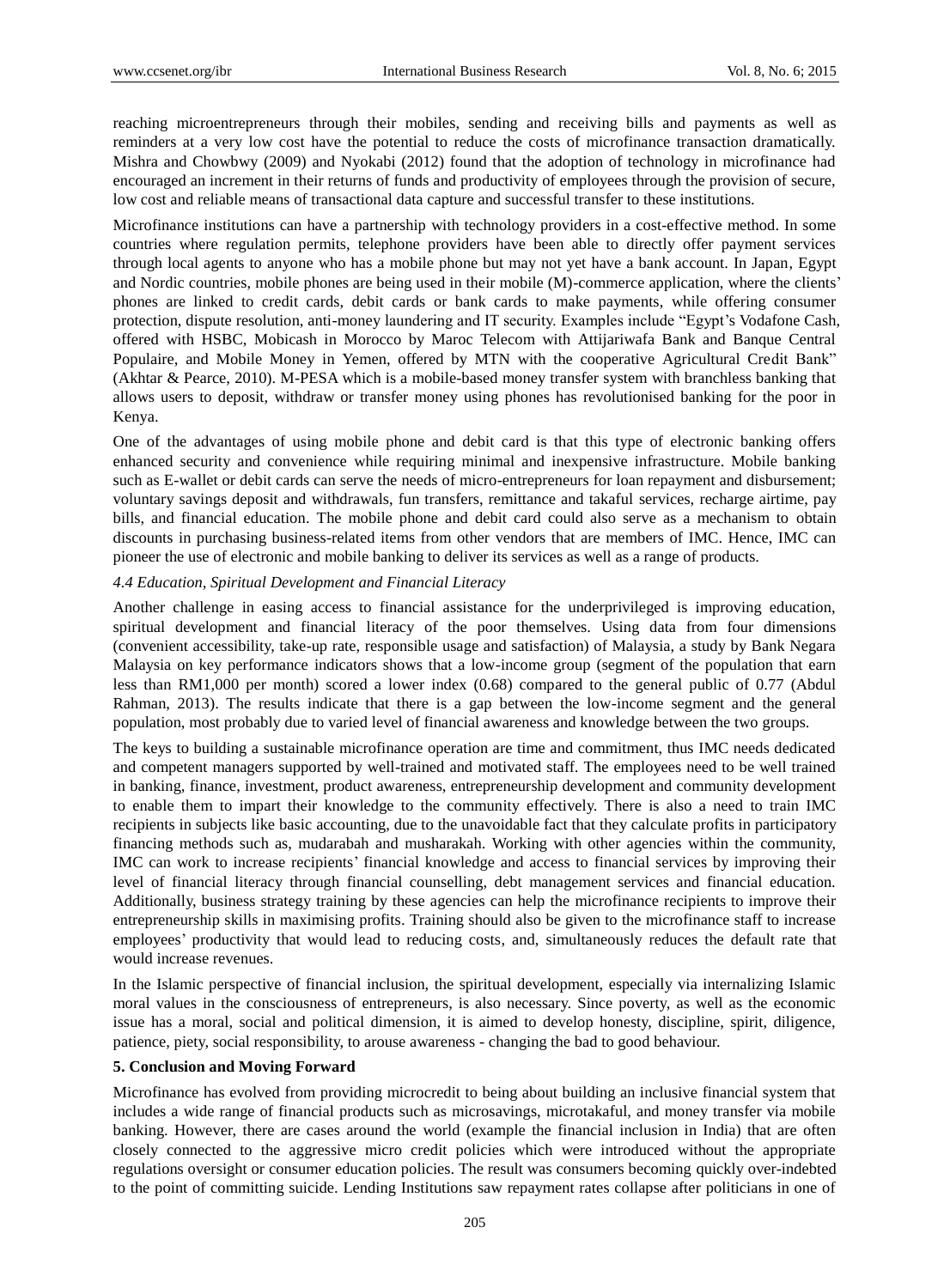reaching microentrepreneurs through their mobiles, sending and receiving bills and payments as well as reminders at a very low cost have the potential to reduce the costs of microfinance transaction dramatically. Mishra and Chowbwy (2009) and Nyokabi (2012) found that the adoption of technology in microfinance had encouraged an increment in their returns of funds and productivity of employees through the provision of secure, low cost and reliable means of transactional data capture and successful transfer to these institutions.

Microfinance institutions can have a partnership with technology providers in a cost-effective method. In some countries where regulation permits, telephone providers have been able to directly offer payment services through local agents to anyone who has a mobile phone but may not yet have a bank account. In Japan, Egypt and Nordic countries, mobile phones are being used in their mobile (M)-commerce application, where the clients' phones are linked to credit cards, debit cards or bank cards to make payments, while offering consumer protection, dispute resolution, anti-money laundering and IT security. Examples include "Egypt's Vodafone Cash, offered with HSBC, Mobicash in Morocco by Maroc Telecom with Attijariwafa Bank and Banque Central Populaire, and Mobile Money in Yemen, offered by MTN with the cooperative Agricultural Credit Bank" (Akhtar & Pearce, 2010). M-PESA which is a mobile-based money transfer system with branchless banking that allows users to deposit, withdraw or transfer money using phones has revolutionised banking for the poor in Kenya.

One of the advantages of using mobile phone and debit card is that this type of electronic banking offers enhanced security and convenience while requiring minimal and inexpensive infrastructure. Mobile banking such as E-wallet or debit cards can serve the needs of micro-entrepreneurs for loan repayment and disbursement; voluntary savings deposit and withdrawals, fun transfers, remittance and takaful services, recharge airtime, pay bills, and financial education. The mobile phone and debit card could also serve as a mechanism to obtain discounts in purchasing business-related items from other vendors that are members of IMC. Hence, IMC can pioneer the use of electronic and mobile banking to deliver its services as well as a range of products.

### *4.4 Education, Spiritual Development and Financial Literacy*

Another challenge in easing access to financial assistance for the underprivileged is improving education, spiritual development and financial literacy of the poor themselves. Using data from four dimensions (convenient accessibility, take-up rate, responsible usage and satisfaction) of Malaysia, a study by Bank Negara Malaysia on key performance indicators shows that a low-income group (segment of the population that earn less than RM1,000 per month) scored a lower index (0.68) compared to the general public of 0.77 (Abdul Rahman, 2013). The results indicate that there is a gap between the low-income segment and the general population, most probably due to varied level of financial awareness and knowledge between the two groups.

The keys to building a sustainable microfinance operation are time and commitment, thus IMC needs dedicated and competent managers supported by well-trained and motivated staff. The employees need to be well trained in banking, finance, investment, product awareness, entrepreneurship development and community development to enable them to impart their knowledge to the community effectively. There is also a need to train IMC recipients in subjects like basic accounting, due to the unavoidable fact that they calculate profits in participatory financing methods such as, mudarabah and musharakah. Working with other agencies within the community, IMC can work to increase recipients' financial knowledge and access to financial services by improving their level of financial literacy through financial counselling, debt management services and financial education. Additionally, business strategy training by these agencies can help the microfinance recipients to improve their entrepreneurship skills in maximising profits. Training should also be given to the microfinance staff to increase employees' productivity that would lead to reducing costs, and, simultaneously reduces the default rate that would increase revenues.

In the Islamic perspective of financial inclusion, the spiritual development, especially via internalizing Islamic moral values in the consciousness of entrepreneurs, is also necessary. Since poverty, as well as the economic issue has a moral, social and political dimension, it is aimed to develop honesty, discipline, spirit, diligence, patience, piety, social responsibility, to arouse awareness - changing the bad to good behaviour.

## **5. Conclusion and Moving Forward**

Microfinance has evolved from providing microcredit to being about building an inclusive financial system that includes a wide range of financial products such as microsavings, microtakaful, and money transfer via mobile banking. However, there are cases around the world (example the financial inclusion in India) that are often closely connected to the aggressive micro credit policies which were introduced without the appropriate regulations oversight or consumer education policies. The result was consumers becoming quickly over-indebted to the point of committing suicide. Lending Institutions saw repayment rates collapse after politicians in one of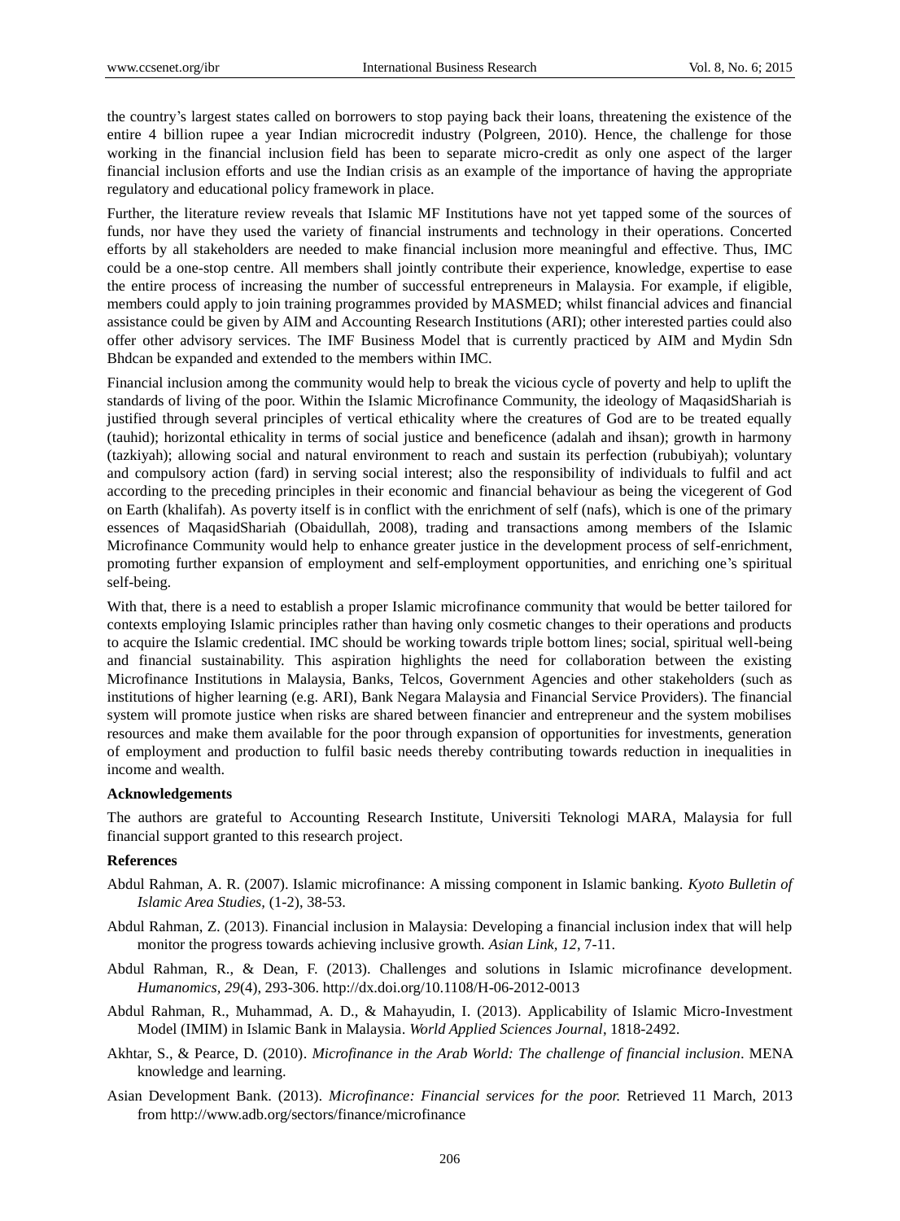the country's largest states called on borrowers to stop paying back their loans, threatening the existence of the entire 4 billion rupee a year Indian microcredit industry (Polgreen, 2010). Hence, the challenge for those working in the financial inclusion field has been to separate micro-credit as only one aspect of the larger financial inclusion efforts and use the Indian crisis as an example of the importance of having the appropriate regulatory and educational policy framework in place.

Further, the literature review reveals that Islamic MF Institutions have not yet tapped some of the sources of funds, nor have they used the variety of financial instruments and technology in their operations. Concerted efforts by all stakeholders are needed to make financial inclusion more meaningful and effective. Thus, IMC could be a one-stop centre. All members shall jointly contribute their experience, knowledge, expertise to ease the entire process of increasing the number of successful entrepreneurs in Malaysia. For example, if eligible, members could apply to join training programmes provided by MASMED; whilst financial advices and financial assistance could be given by AIM and Accounting Research Institutions (ARI); other interested parties could also offer other advisory services. The IMF Business Model that is currently practiced by AIM and Mydin Sdn Bhdcan be expanded and extended to the members within IMC.

Financial inclusion among the community would help to break the vicious cycle of poverty and help to uplift the standards of living of the poor. Within the Islamic Microfinance Community, the ideology of MaqasidShariah is justified through several principles of vertical ethicality where the creatures of God are to be treated equally (tauhid); horizontal ethicality in terms of social justice and beneficence (adalah and ihsan); growth in harmony (tazkiyah); allowing social and natural environment to reach and sustain its perfection (rububiyah); voluntary and compulsory action (fard) in serving social interest; also the responsibility of individuals to fulfil and act according to the preceding principles in their economic and financial behaviour as being the vicegerent of God on Earth (khalifah). As poverty itself is in conflict with the enrichment of self (nafs), which is one of the primary essences of MaqasidShariah (Obaidullah, 2008), trading and transactions among members of the Islamic Microfinance Community would help to enhance greater justice in the development process of self-enrichment, promoting further expansion of employment and self-employment opportunities, and enriching one's spiritual self-being.

With that, there is a need to establish a proper Islamic microfinance community that would be better tailored for contexts employing Islamic principles rather than having only cosmetic changes to their operations and products to acquire the Islamic credential. IMC should be working towards triple bottom lines; social, spiritual well-being and financial sustainability. This aspiration highlights the need for collaboration between the existing Microfinance Institutions in Malaysia, Banks, Telcos, Government Agencies and other stakeholders (such as institutions of higher learning (e.g. ARI), Bank Negara Malaysia and Financial Service Providers). The financial system will promote justice when risks are shared between financier and entrepreneur and the system mobilises resources and make them available for the poor through expansion of opportunities for investments, generation of employment and production to fulfil basic needs thereby contributing towards reduction in inequalities in income and wealth.

**Acknowledgements**

The authors are grateful to Accounting Research Institute, Universiti Teknologi MARA, Malaysia for full financial support granted to this research project.

**References**

Abdul Rahman, A. R. (2007). Islamic microfinance: A missing component in Islamic banking. *Kyoto Bulletin of Islamic Area Studies,* (1-2), 38-53.

Abdul Rahman, Z. (2013). Financial inclusion in Malaysia: Developing a financial inclusion index that will help monitor the progress towards achieving inclusive growth. *Asian Link, 12*, 7-11.

Abdul Rahman, R., & Dean, F. (2013). Challenges and solutions in Islamic microfinance development. *Humanomics, 29*(4), 293-306. http://dx.doi.org/10.1108/H-06-2012-0013

Abdul Rahman, R., Muhammad, A. D., & Mahayudin, I. (2013). Applicability of Islamic Micro-Investment Model (IMIM) in Islamic Bank in Malaysia. *World Applied Sciences Journal*, 1818-2492.

Akhtar, S., & Pearce, D. (2010). *Microfinance in the Arab World: The challenge of financial inclusion*. MENA knowledge and learning.

Asian Development Bank. (2013). *Microfinance: Financial services for the poor.* Retrieved 11 March, 2013 from http://www.adb.org/sectors/finance/microfinance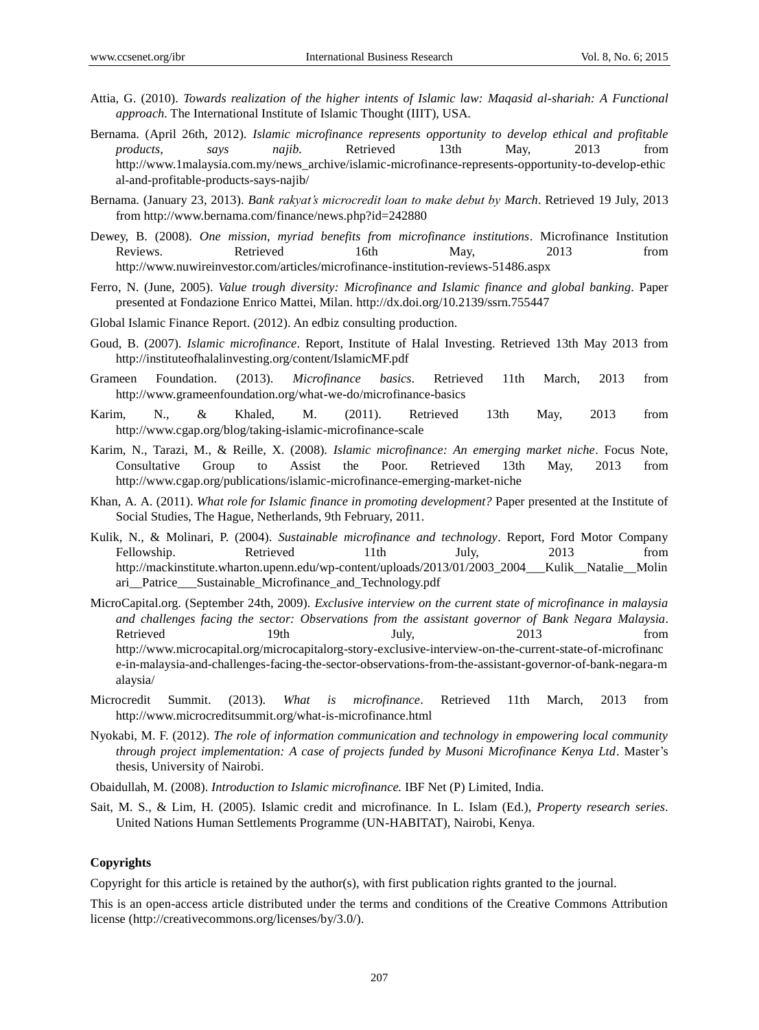Attia, G. (2010). *Towards realization of the higher intents of Islamic law: Maqasid al-shariah: A Functional approach*. The International Institute of Islamic Thought (IIIT), USA.

Bernama. (April 26th, 2012). *Islamic microfinance represents opportunity to develop ethical and profitable products, says najib*. Retrieved 13th May, 2013 from http://www.1malaysia.com.my/news_archive/islamic-microfinance-represents-opportunity-to-develop-ethical-and-profitable-products-says-najib/

Bernama. (January 23, 2013). *Bank rakyat's microcredit loan to make debut by March*. Retrieved 19 July, 2013 from http://www.bernama.com/finance/news.php?id=242880

Dewey, B. (2008). *One mission, myriad benefits from microfinance institutions*. Microfinance Institution Reviews. Retrieved 16th May, 2013 from http://www.nuwireinvestor.com/articles/microfinance-institution-reviews-51486.aspx

Ferro, N. (June, 2005). *Value trough diversity: Microfinance and Islamic finance and global banking*. Paper presented at Fondazione Enrico Mattei, Milan. http://dx.doi.org/10.2139/ssrn.755447

Global Islamic Finance Report. (2012). An edbiz consulting production.

Goud, B. (2007). *Islamic microfinance*. Report, Institute of Halal Investing. Retrieved 13th May 2013 from http://instituteofhalalinvesting.org/content/IslamicMF.pdf

Grameen Foundation. (2013). *Microfinance basics*. Retrieved 11th March, 2013 from http://www.grameenfoundation.org/what-we-do/microfinance-basics

Karim, N., & Khaled, M. (2011). Retrieved 13th May, 2013 from http://www.cgap.org/blog/taking-islamic-microfinance-scale

Karim, N., Tarazi, M., & Reille, X. (2008). *Islamic microfinance: An emerging market niche*. Focus Note, Consultative Group to Assist the Poor. Retrieved 13th May, 2013 from http://www.cgap.org/publications/islamic-microfinance-emerging-market-niche

Khan, A. A. (2011). *What role for Islamic finance in promoting development?* Paper presented at the Institute of Social Studies, The Hague, Netherlands, 9th February, 2011.

Kulik, N., & Molinari, P. (2004). *Sustainable microfinance and technology*. Report, Ford Motor Company Fellowship. Retrieved 11th July, 2013 from http://mackinstitute.wharton.upenn.edu/wp-content/uploads/2013/01/2003_2004___Kulik__Natalie__Molinari__Patrice___Sustainable_Microfinance_and_Technology.pdf

MicroCapital.org. (September 24th, 2009). *Exclusive interview on the current state of microfinance in malaysia and challenges facing the sector: Observations from the assistant governor of Bank Negara Malaysia*. Retrieved 19th July, 2013 from http://www.microcapital.org/microcapitalorg-story-exclusive-interview-on-the-current-state-of-microfinance-in-malaysia-and-challenges-facing-the-sector-observations-from-the-assistant-governor-of-bank-negara-malaysia/

Microcredit Summit. (2013). *What is microfinance*. Retrieved 11th March, 2013 from http://www.microcreditsummit.org/what-is-microfinance.html

Nyokabi, M. F. (2012). *The role of information communication and technology in empowering local community through project implementation: A case of projects funded by Musoni Microfinance Kenya Ltd*. Master's thesis, University of Nairobi.

Obaidullah, M. (2008). *Introduction to Islamic microfinance.* IBF Net (P) Limited, India.

Sait, M. S., & Lim, H. (2005). Islamic credit and microfinance. In L. Islam (Ed.), *Property research series*. United Nations Human Settlements Programme (UN-HABITAT), Nairobi, Kenya.

**Copyrights**

Copyright for this article is retained by the author(s), with first publication rights granted to the journal.

This is an open-access article distributed under the terms and conditions of the Creative Commons Attribution license (http://creativecommons.org/licenses/by/3.0/).